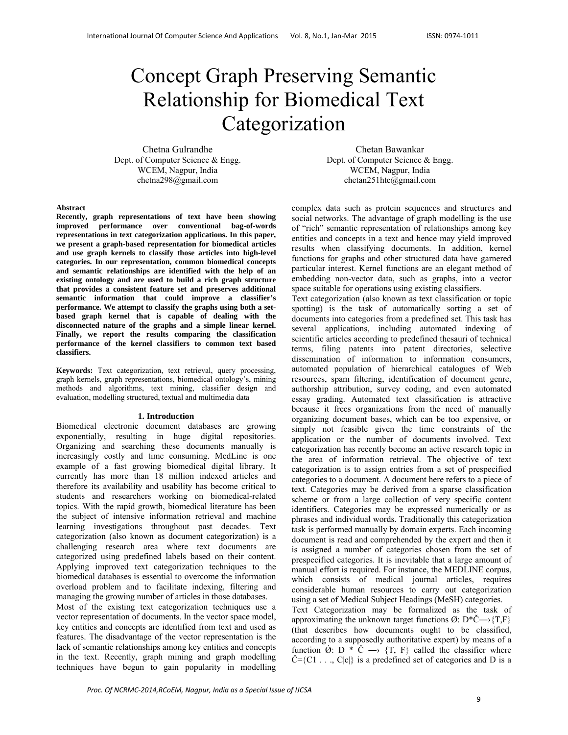# Concept Graph Preserving Semantic Relationship for Biomedical Text Categorization

Chetna Gulrandhe
Dept. of Computer Science & Engg.
WCEM, Nagpur, India
chetna298@gmail.com

Chetan Bawankar
Dept. of Computer Science & Engg.
WCEM, Nagpur, India
chetan251htc@gmail.com

### Abstract

**Recently, graph representations of text have been showing improved performance over conventional bag-of-words representations in text categorization applications. In this paper, we present a graph-based representation for biomedical articles and use graph kernels to classify those articles into high-level categories. In our representation, common biomedical concepts and semantic relationships are identified with the help of an existing ontology and are used to build a rich graph structure that provides a consistent feature set and preserves additional semantic information that could improve a classifier's performance. We attempt to classify the graphs using both a set-based graph kernel that is capable of dealing with the disconnected nature of the graphs and a simple linear kernel. Finally, we report the results comparing the classification performance of the kernel classifiers to common text based classifiers.**

**Keywords:** Text categorization, text retrieval, query processing, graph kernels, graph representations, biomedical ontology's, mining methods and algorithms, text mining, classifier design and evaluation, modelling structured, textual and multimedia data

## 1. Introduction

Biomedical electronic document databases are growing exponentially, resulting in huge digital repositories. Organizing and searching these documents manually is increasingly costly and time consuming. MedLine is one example of a fast growing biomedical digital library. It currently has more than 18 million indexed articles and therefore its availability and usability has become critical to students and researchers working on biomedical-related topics. With the rapid growth, biomedical literature has been the subject of intensive information retrieval and machine learning investigations throughout past decades. Text categorization (also known as document categorization) is a challenging research area where text documents are categorized using predefined labels based on their content. Applying improved text categorization techniques to the biomedical databases is essential to overcome the information overload problem and to facilitate indexing, filtering and managing the growing number of articles in those databases.

Most of the existing text categorization techniques use a vector representation of documents. In the vector space model, key entities and concepts are identified from text and used as features. The disadvantage of the vector representation is the lack of semantic relationships among key entities and concepts in the text. Recently, graph mining and graph modelling techniques have begun to gain popularity in modelling complex data such as protein sequences and structures and social networks. The advantage of graph modelling is the use of "rich" semantic representation of relationships among key entities and concepts in a text and hence may yield improved results when classifying documents. In addition, kernel functions for graphs and other structured data have garnered particular interest. Kernel functions are an elegant method of embedding non-vector data, such as graphs, into a vector space suitable for operations using existing classifiers.

Text categorization (also known as text classification or topic spotting) is the task of automatically sorting a set of documents into categories from a predefined set. This task has several applications, including automated indexing of scientific articles according to predefined thesauri of technical terms, filing patents into patent directories, selective dissemination of information to information consumers, automated population of hierarchical catalogues of Web resources, spam filtering, identification of document genre, authorship attribution, survey coding, and even automated essay grading. Automated text classification is attractive because it frees organizations from the need of manually organizing document bases, which can be too expensive, or simply not feasible given the time constraints of the application or the number of documents involved. Text categorization has recently become an active research topic in the area of information retrieval. The objective of text categorization is to assign entries from a set of prespecified categories to a document. A document here refers to a piece of text. Categories may be derived from a sparse classification scheme or from a large collection of very specific content identifiers. Categories may be expressed numerically or as phrases and individual words. Traditionally this categorization task is performed manually by domain experts. Each incoming document is read and comprehended by the expert and then it is assigned a number of categories chosen from the set of prespecified categories. It is inevitable that a large amount of manual effort is required. For instance, the MEDLINE corpus, which consists of medical journal articles, requires considerable human resources to carry out categorization using a set of Medical Subject Headings (MeSH) categories.

Text Categorization may be formalized as the task of approximating the unknown target functions $Ø: D*Č \longrightarrow \{T,F\}$ (that describes how documents ought to be classified, according to a supposedly authoritative expert) by means of a function $Ǿ: D * Č \longrightarrow \{T, F\}$ called the classifier where $Č=\{C1 . . ., C|c|\}$ is a predefined set of categories and D is a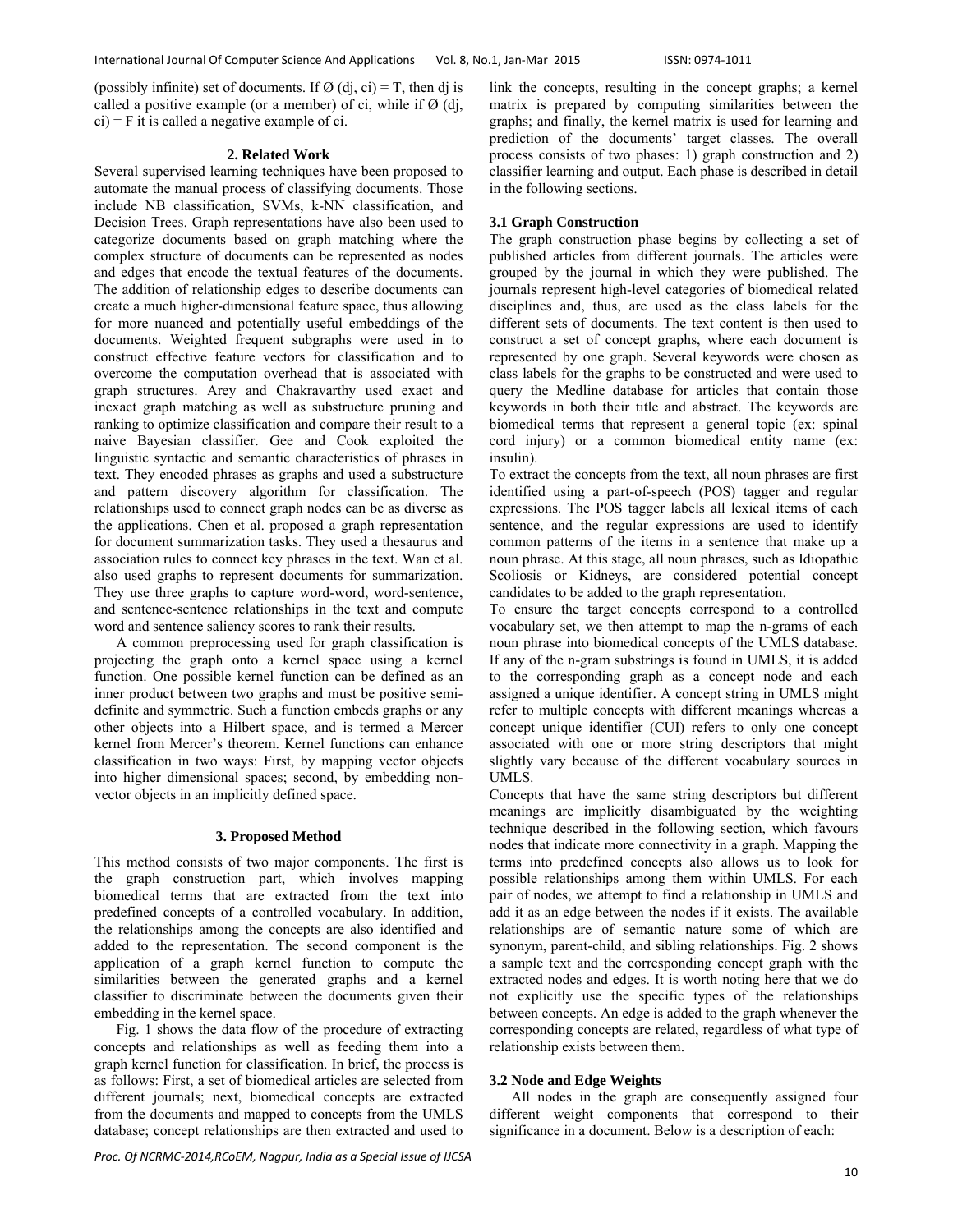(possibly infinite) set of documents. If Ø (dj, ci) = T, then dj is called a positive example (or a member) of ci, while if Ø (dj, ci) = F it is called a negative example of ci.

## 2. Related Work

Several supervised learning techniques have been proposed to automate the manual process of classifying documents. Those include NB classification, SVMs, k-NN classification, and Decision Trees. Graph representations have also been used to categorize documents based on graph matching where the complex structure of documents can be represented as nodes and edges that encode the textual features of the documents. The addition of relationship edges to describe documents can create a much higher-dimensional feature space, thus allowing for more nuanced and potentially useful embeddings of the documents. Weighted frequent subgraphs were used in to construct effective feature vectors for classification and to overcome the computation overhead that is associated with graph structures. Arey and Chakravarthy used exact and inexact graph matching as well as substructure pruning and ranking to optimize classification and compare their result to a naive Bayesian classifier. Gee and Cook exploited the linguistic syntactic and semantic characteristics of phrases in text. They encoded phrases as graphs and used a substructure and pattern discovery algorithm for classification. The relationships used to connect graph nodes can be as diverse as the applications. Chen et al. proposed a graph representation for document summarization tasks. They used a thesaurus and association rules to connect key phrases in the text. Wan et al. also used graphs to represent documents for summarization. They use three graphs to capture word-word, word-sentence, and sentence-sentence relationships in the text and compute word and sentence saliency scores to rank their results.

A common preprocessing used for graph classification is projecting the graph onto a kernel space using a kernel function. One possible kernel function can be defined as an inner product between two graphs and must be positive semi-definite and symmetric. Such a function embeds graphs or any other objects into a Hilbert space, and is termed a Mercer kernel from Mercer's theorem. Kernel functions can enhance classification in two ways: First, by mapping vector objects into higher dimensional spaces; second, by embedding non-vector objects in an implicitly defined space.

## 3. Proposed Method

This method consists of two major components. The first is the graph construction part, which involves mapping biomedical terms that are extracted from the text into predefined concepts of a controlled vocabulary. In addition, the relationships among the concepts are also identified and added to the representation. The second component is the application of a graph kernel function to compute the similarities between the generated graphs and a kernel classifier to discriminate between the documents given their embedding in the kernel space.

Fig. 1 shows the data flow of the procedure of extracting concepts and relationships as well as feeding them into a graph kernel function for classification. In brief, the process is as follows: First, a set of biomedical articles are selected from different journals; next, biomedical concepts are extracted from the documents and mapped to concepts from the UMLS database; concept relationships are then extracted and used to link the concepts, resulting in the concept graphs; a kernel matrix is prepared by computing similarities between the graphs; and finally, the kernel matrix is used for learning and prediction of the documents' target classes. The overall process consists of two phases: 1) graph construction and 2) classifier learning and output. Each phase is described in detail in the following sections.

### 3.1 Graph Construction

The graph construction phase begins by collecting a set of published articles from different journals. The articles were grouped by the journal in which they were published. The journals represent high-level categories of biomedical related disciplines and, thus, are used as the class labels for the different sets of documents. The text content is then used to construct a set of concept graphs, where each document is represented by one graph. Several keywords were chosen as class labels for the graphs to be constructed and were used to query the Medline database for articles that contain those keywords in both their title and abstract. The keywords are biomedical terms that represent a general topic (ex: spinal cord injury) or a common biomedical entity name (ex: insulin).

To extract the concepts from the text, all noun phrases are first identified using a part-of-speech (POS) tagger and regular expressions. The POS tagger labels all lexical items of each sentence, and the regular expressions are used to identify common patterns of the items in a sentence that make up a noun phrase. At this stage, all noun phrases, such as Idiopathic Scoliosis or Kidneys, are considered potential concept candidates to be added to the graph representation.

To ensure the target concepts correspond to a controlled vocabulary set, we then attempt to map the n-grams of each noun phrase into biomedical concepts of the UMLS database. If any of the n-gram substrings is found in UMLS, it is added to the corresponding graph as a concept node and each assigned a unique identifier. A concept string in UMLS might refer to multiple concepts with different meanings whereas a concept unique identifier (CUI) refers to only one concept associated with one or more string descriptors that might slightly vary because of the different vocabulary sources in UMLS.

Concepts that have the same string descriptors but different meanings are implicitly disambiguated by the weighting technique described in the following section, which favours nodes that indicate more connectivity in a graph. Mapping the terms into predefined concepts also allows us to look for possible relationships among them within UMLS. For each pair of nodes, we attempt to find a relationship in UMLS and add it as an edge between the nodes if it exists. The available relationships are of semantic nature some of which are synonym, parent-child, and sibling relationships. Fig. 2 shows a sample text and the corresponding concept graph with the extracted nodes and edges. It is worth noting here that we do not explicitly use the specific types of the relationships between concepts. An edge is added to the graph whenever the corresponding concepts are related, regardless of what type of relationship exists between them.

### 3.2 Node and Edge Weights

All nodes in the graph are consequently assigned four different weight components that correspond to their significance in a document. Below is a description of each: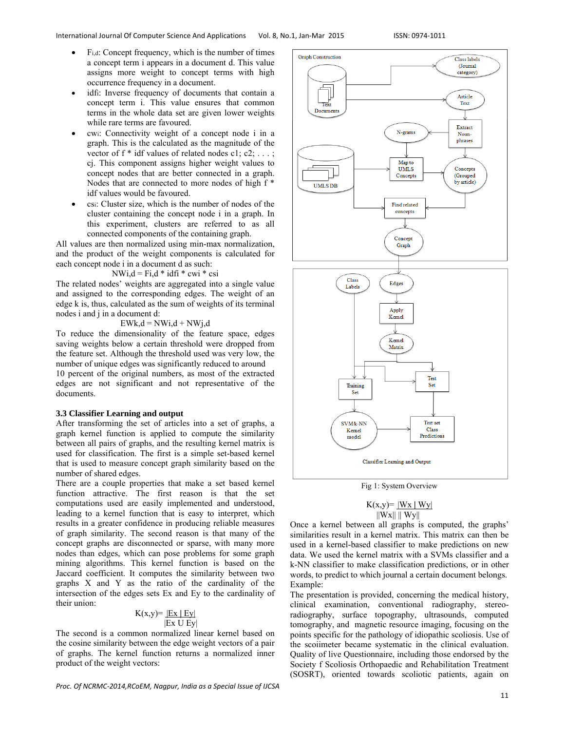- $F_{i,d}$: Concept frequency, which is the number of times a concept term i appears in a document d. This value assigns more weight to concept terms with high occurrence frequency in a document.
- $idf_i$: Inverse frequency of documents that contain a concept term i. This value ensures that common terms in the whole data set are given lower weights while rare terms are favoured.
- $cw_i$: Connectivity weight of a concept node i in a graph. This is the calculated as the magnitude of the vector of f * idf values of related nodes c1; c2; . . . ; cj. This component assigns higher weight values to concept nodes that are better connected in a graph. Nodes that are connected to more nodes of high f * idf values would be favoured.
- $cs_i$: Cluster size, which is the number of nodes of the cluster containing the concept node i in a graph. In this experiment, clusters are referred to as all connected components of the containing graph.

All values are then normalized using min-max normalization, and the product of the weight components is calculated for each concept node i in a document d as such:

$$NW_{i,d} = F_{i,d} * idf_i * cw_i * cs_i$$

The related nodes' weights are aggregated into a single value and assigned to the corresponding edges. The weight of an edge k is, thus, calculated as the sum of weights of its terminal nodes i and j in a document d:

$$EW_{k,d} = NW_{i,d} + NW_{j,d}$$

To reduce the dimensionality of the feature space, edges saving weights below a certain threshold were dropped from the feature set. Although the threshold used was very low, the number of unique edges was significantly reduced to around 10 percent of the original numbers, as most of the extracted edges are not significant and not representative of the documents.

### 3.3 Classifier Learning and output

After transforming the set of articles into a set of graphs, a graph kernel function is applied to compute the similarity between all pairs of graphs, and the resulting kernel matrix is used for classification. The first is a simple set-based kernel that is used to measure concept graph similarity based on the number of shared edges.

There are a couple properties that make a set based kernel function attractive. The first reason is that the set computations used are easily implemented and understood, leading to a kernel function that is easy to interpret, which results in a greater confidence in producing reliable measures of graph similarity. The second reason is that many of the concept graphs are disconnected or sparse, with many more nodes than edges, which can pose problems for some graph mining algorithms. This kernel function is based on the Jaccard coefficient. It computes the similarity between two graphs X and Y as the ratio of the cardinality of the intersection of the edges sets Ex and Ey to the cardinality of their union:

$$K(x,y) = \frac{|Ex \cap Ey|}{|Ex \cup Ey|}$$

The second is a common normalized linear kernel based on the cosine similarity between the edge weight vectors of a pair of graphs. The kernel function returns a normalized inner product of the weight vectors:

Fig 1: System Overview

$$K(x,y) = \frac{|Wx \mid Wy|}{\|Wx\| \, \|Wy\|}$$

Once a kernel between all graphs is computed, the graphs' similarities result in a kernel matrix. This matrix can then be used in a kernel-based classifier to make predictions on new data. We used the kernel matrix with a SVMs classifier and a k-NN classifier to make classification predictions, or in other words, to predict to which journal a certain document belongs.

Example:

The presentation is provided, concerning the medical history, clinical examination, conventional radiography, stereo-radiography, surface topography, ultrasounds, computed tomography, and magnetic resource imaging, focusing on the points specific for the pathology of idiopathic scoliosis. Use of the scoiimeter became systematic in the clinical evaluation. Quality of live Questionnaire, including those endorsed by the Society f Scoliosis Orthopaedic and Rehabilitation Treatment (SOSRT), oriented towards scoliotic patients, again on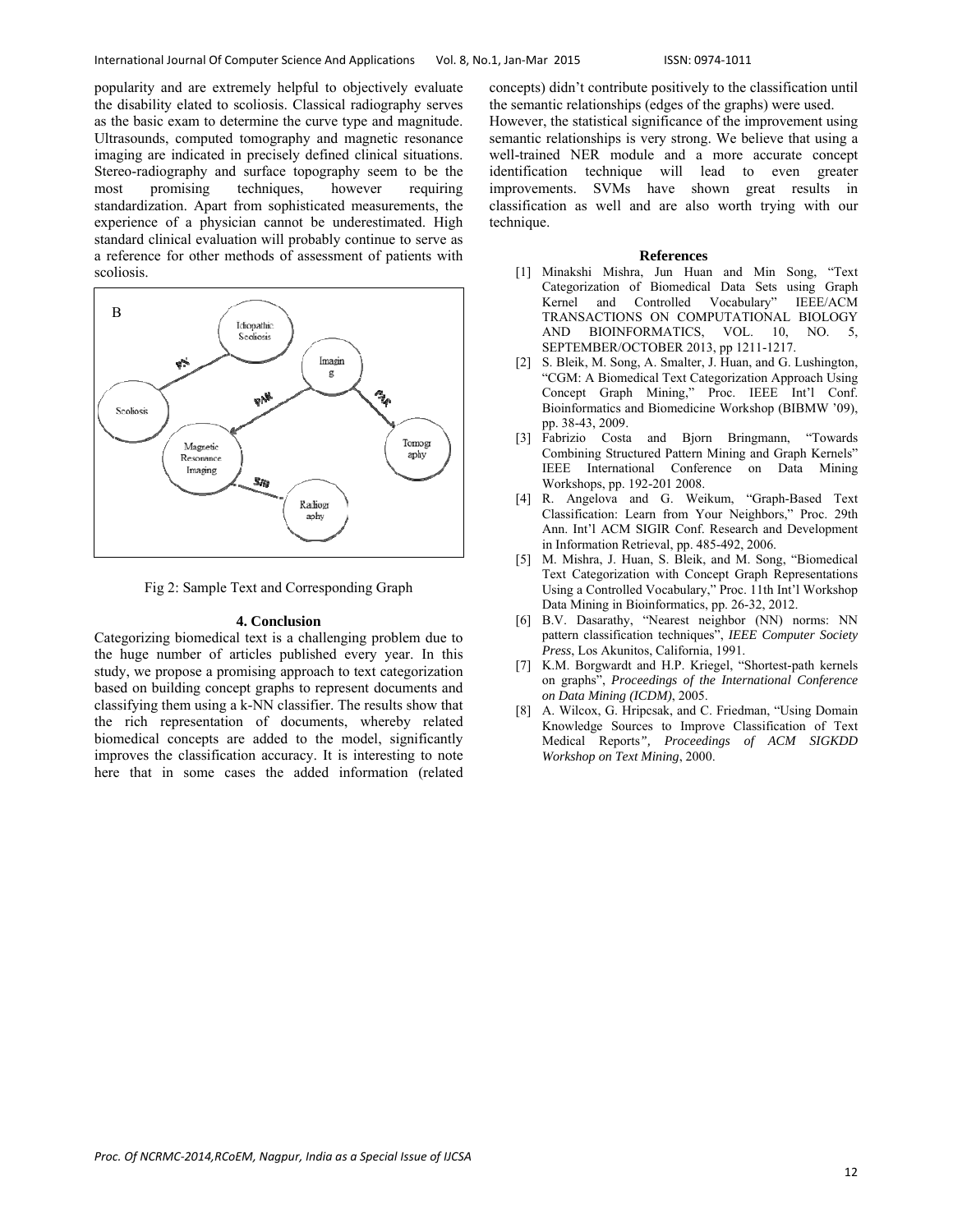popularity and are extremely helpful to objectively evaluate the disability elated to scoliosis. Classical radiography serves as the basic exam to determine the curve type and magnitude. Ultrasounds, computed tomography and magnetic resonance imaging are indicated in precisely defined clinical situations. Stereo-radiography and surface topography seem to be the most promising techniques, however requiring standardization. Apart from sophisticated measurements, the experience of a physician cannot be underestimated. High standard clinical evaluation will probably continue to serve as a reference for other methods of assessment of patients with scoliosis.

B

Idiopathic Scoliosis

Imaging

Scoliosis

Magnetic Resonance Imaging

Tomography

Radiography

Fig 2: Sample Text and Corresponding Graph

## 4. Conclusion

Categorizing biomedical text is a challenging problem due to the huge number of articles published every year. In this study, we propose a promising approach to text categorization based on building concept graphs to represent documents and classifying them using a k-NN classifier. The results show that the rich representation of documents, whereby related biomedical concepts are added to the model, significantly improves the classification accuracy. It is interesting to note here that in some cases the added information (related concepts) didn't contribute positively to the classification until the semantic relationships (edges of the graphs) were used.

However, the statistical significance of the improvement using semantic relationships is very strong. We believe that using a well-trained NER module and a more accurate concept identification technique will lead to even greater improvements. SVMs have shown great results in classification as well and are also worth trying with our technique.

## References

[1] Minakshi Mishra, Jun Huan and Min Song, "Text Categorization of Biomedical Data Sets using Graph Kernel and Controlled Vocabulary" IEEE/ACM TRANSACTIONS ON COMPUTATIONAL BIOLOGY AND BIOINFORMATICS, VOL. 10, NO. 5, SEPTEMBER/OCTOBER 2013, pp 1211-1217.

[2] S. Bleik, M. Song, A. Smalter, J. Huan, and G. Lushington, "CGM: A Biomedical Text Categorization Approach Using Concept Graph Mining," Proc. IEEE Int'l Conf. Bioinformatics and Biomedicine Workshop (BIBMW '09), pp. 38-43, 2009.

[3] Fabrizio Costa and Bjorn Bringmann, "Towards Combining Structured Pattern Mining and Graph Kernels" IEEE International Conference on Data Mining Workshops, pp. 192-201 2008.

[4] R. Angelova and G. Weikum, "Graph-Based Text Classification: Learn from Your Neighbors," Proc. 29th Ann. Int'l ACM SIGIR Conf. Research and Development in Information Retrieval, pp. 485-492, 2006.

[5] M. Mishra, J. Huan, S. Bleik, and M. Song, "Biomedical Text Categorization with Concept Graph Representations Using a Controlled Vocabulary," Proc. 11th Int'l Workshop Data Mining in Bioinformatics, pp. 26-32, 2012.

[6] B.V. Dasarathy, "Nearest neighbor (NN) norms: NN pattern classification techniques", *IEEE Computer Society Press*, Los Akunitos, California, 1991.

[7] K.M. Borgwardt and H.P. Kriegel, "Shortest-path kernels on graphs", *Proceedings of the International Conference on Data Mining (ICDM)*, 2005.

[8] A. Wilcox, G. Hripcsak, and C. Friedman, "Using Domain Knowledge Sources to Improve Classification of Text Medical Reports*", Proceedings of ACM SIGKDD Workshop on Text Mining*, 2000.